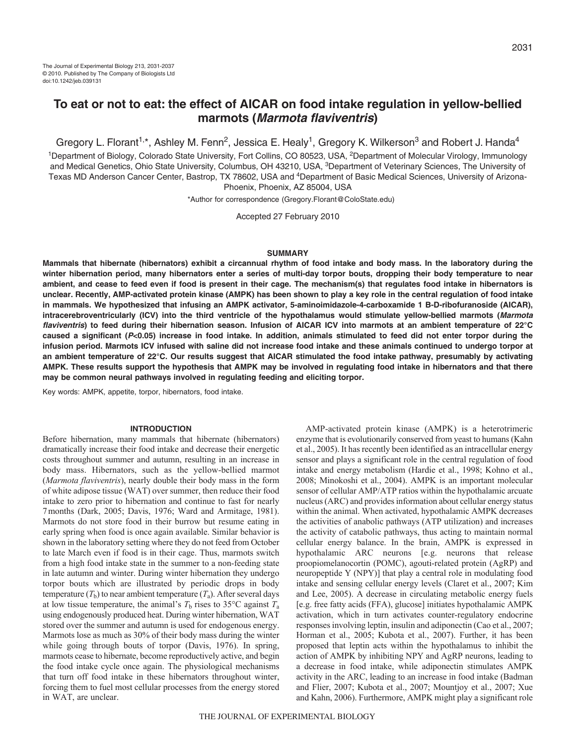The Journal of Experimental Biology 213, 2031-2037
© 2010. Published by The Company of Biologists Ltd
doi:10.1242/jeb.039131

# To eat or not to eat: the effect of AICAR on food intake regulation in yellow-bellied marmots (*Marmota flaviventris*)

Gregory L. Florant[1,*], Ashley M. Fenn[2], Jessica E. Healy[1], Gregory K. Wilkerson[3] and Robert J. Handa[4]

[1]Department of Biology, Colorado State University, Fort Collins, CO 80523, USA, [2]Department of Molecular Virology, Immunology and Medical Genetics, Ohio State University, Columbus, OH 43210, USA, [3]Department of Veterinary Sciences, The University of Texas MD Anderson Cancer Center, Bastrop, TX 78602, USA and [4]Department of Basic Medical Sciences, University of Arizona-Phoenix, Phoenix, AZ 85004, USA

*Author for correspondence (Gregory.Florant@ColoState.edu)

Accepted 27 February 2010

## SUMMARY

**Mammals that hibernate (hibernators) exhibit a circannual rhythm of food intake and body mass. In the laboratory during the winter hibernation period, many hibernators enter a series of multi-day torpor bouts, dropping their body temperature to near ambient, and cease to feed even if food is present in their cage. The mechanism(s) that regulates food intake in hibernators is unclear. Recently, AMP-activated protein kinase (AMPK) has been shown to play a key role in the central regulation of food intake in mammals. We hypothesized that infusing an AMPK activator, 5-aminoimidazole-4-carboxamide 1 B-D-ribofuranoside (AICAR), intracerebroventricularly (ICV) into the third ventricle of the hypothalamus would stimulate yellow-bellied marmots (*Marmota flaviventris*) to feed during their hibernation season. Infusion of AICAR ICV into marmots at an ambient temperature of 22°C caused a significant (*P*<0.05) increase in food intake. In addition, animals stimulated to feed did not enter torpor during the infusion period. Marmots ICV infused with saline did not increase food intake and these animals continued to undergo torpor at an ambient temperature of 22°C. Our results suggest that AICAR stimulated the food intake pathway, presumably by activating AMPK. These results support the hypothesis that AMPK may be involved in regulating food intake in hibernators and that there may be common neural pathways involved in regulating feeding and eliciting torpor.**

Key words: AMPK, appetite, torpor, hibernators, food intake.

## INTRODUCTION

Before hibernation, many mammals that hibernate (hibernators) dramatically increase their food intake and decrease their energetic costs throughout summer and autumn, resulting in an increase in body mass. Hibernators, such as the yellow-bellied marmot (*Marmota flaviventris*), nearly double their body mass in the form of white adipose tissue (WAT) over summer, then reduce their food intake to zero prior to hibernation and continue to fast for nearly 7 months (Dark, 2005; Davis, 1976; Ward and Armitage, 1981). Marmots do not store food in their burrow but resume eating in early spring when food is once again available. Similar behavior is shown in the laboratory setting where they do not feed from October to late March even if food is in their cage. Thus, marmots switch from a high food intake state in the summer to a non-feeding state in late autumn and winter. During winter hibernation they undergo torpor bouts which are illustrated by periodic drops in body temperature ($T_b$) to near ambient temperature ($T_a$). After several days at low tissue temperature, the animal's $T_b$ rises to 35°C against $T_a$ using endogenously produced heat. During winter hibernation, WAT stored over the summer and autumn is used for endogenous energy. Marmots lose as much as 30% of their body mass during the winter while going through bouts of torpor (Davis, 1976). In spring, marmots cease to hibernate, become reproductively active, and begin the food intake cycle once again. The physiological mechanisms that turn off food intake in these hibernators throughout winter, forcing them to fuel most cellular processes from the energy stored in WAT, are unclear.

AMP-activated protein kinase (AMPK) is a heterotrimeric enzyme that is evolutionarily conserved from yeast to humans (Kahn et al., 2005). It has recently been identified as an intracellular energy sensor and plays a significant role in the central regulation of food intake and energy metabolism (Hardie et al., 1998; Kohno et al., 2008; Minokoshi et al., 2004). AMPK is an important molecular sensor of cellular AMP/ATP ratios within the hypothalamic arcuate nucleus (ARC) and provides information about cellular energy status within the animal. When activated, hypothalamic AMPK decreases the activities of anabolic pathways (ATP utilization) and increases the activity of catabolic pathways, thus acting to maintain normal cellular energy balance. In the brain, AMPK is expressed in hypothalamic ARC neurons [e.g. neurons that release proopiomelanocortin (POMC), agouti-related protein (AgRP) and neuropeptide Y (NPY)] that play a central role in modulating food intake and sensing cellular energy levels (Claret et al., 2007; Kim and Lee, 2005). A decrease in circulating metabolic energy fuels [e.g. free fatty acids (FFA), glucose] initiates hypothalamic AMPK activation, which in turn activates counter-regulatory endocrine responses involving leptin, insulin and adiponectin (Cao et al., 2007; Horman et al., 2005; Kubota et al., 2007). Further, it has been proposed that leptin acts within the hypothalamus to inhibit the action of AMPK by inhibiting NPY and AgRP neurons, leading to a decrease in food intake, while adiponectin stimulates AMPK activity in the ARC, leading to an increase in food intake (Badman and Flier, 2007; Kubota et al., 2007; Mountjoy et al., 2007; Xue and Kahn, 2006). Furthermore, AMPK might play a significant role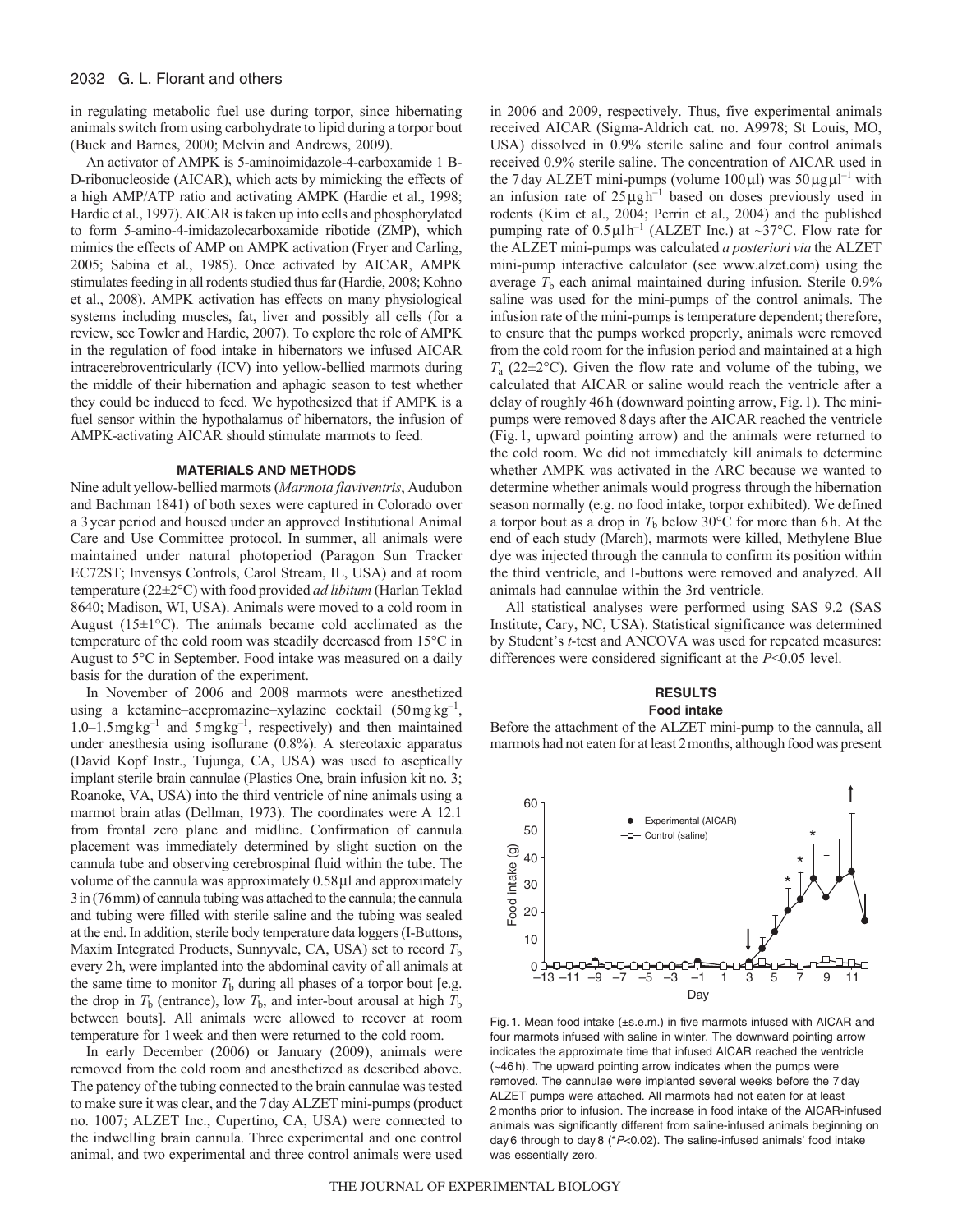in regulating metabolic fuel use during torpor, since hibernating animals switch from using carbohydrate to lipid during a torpor bout (Buck and Barnes, 2000; Melvin and Andrews, 2009).

An activator of AMPK is 5-aminoimidazole-4-carboxamide 1 B-D-ribonucleoside (AICAR), which acts by mimicking the effects of a high AMP/ATP ratio and activating AMPK (Hardie et al., 1998; Hardie et al., 1997). AICAR is taken up into cells and phosphorylated to form 5-amino-4-imidazolecarboxamide ribotide (ZMP), which mimics the effects of AMP on AMPK activation (Fryer and Carling, 2005; Sabina et al., 1985). Once activated by AICAR, AMPK stimulates feeding in all rodents studied thus far (Hardie, 2008; Kohno et al., 2008). AMPK activation has effects on many physiological systems including muscles, fat, liver and possibly all cells (for a review, see Towler and Hardie, 2007). To explore the role of AMPK in the regulation of food intake in hibernators we infused AICAR intracerebroventricularly (ICV) into yellow-bellied marmots during the middle of their hibernation and aphagic season to test whether they could be induced to feed. We hypothesized that if AMPK is a fuel sensor within the hypothalamus of hibernators, the infusion of AMPK-activating AICAR should stimulate marmots to feed.

## MATERIALS AND METHODS

Nine adult yellow-bellied marmots (*Marmota flaviventris*, Audubon and Bachman 1841) of both sexes were captured in Colorado over a 3 year period and housed under an approved Institutional Animal Care and Use Committee protocol. In summer, all animals were maintained under natural photoperiod (Paragon Sun Tracker EC72ST; Invensys Controls, Carol Stream, IL, USA) and at room temperature (22±2°C) with food provided *ad libitum* (Harlan Teklad 8640; Madison, WI, USA). Animals were moved to a cold room in August (15±1°C). The animals became cold acclimated as the temperature of the cold room was steadily decreased from 15°C in August to 5°C in September. Food intake was measured on a daily basis for the duration of the experiment.

In November of 2006 and 2008 marmots were anesthetized using a ketamine–acepromazine–xylazine cocktail ($50\,mg\,kg^{-1}$, $1.0$–$1.5\,mg\,kg^{-1}$ and $5\,mg\,kg^{-1}$, respectively) and then maintained under anesthesia using isoflurane (0.8%). A stereotaxic apparatus (David Kopf Instr., Tujunga, CA, USA) was used to aseptically implant sterile brain cannulae (Plastics One, brain infusion kit no. 3; Roanoke, VA, USA) into the third ventricle of nine animals using a marmot brain atlas (Dellman, 1973). The coordinates were A 12.1 from frontal zero plane and midline. Confirmation of cannula placement was immediately determined by slight suction on the cannula tube and observing cerebrospinal fluid within the tube. The volume of the cannula was approximately $0.58\,\mu l$ and approximately 3 in (76 mm) of cannula tubing was attached to the cannula; the cannula and tubing were filled with sterile saline and the tubing was sealed at the end. In addition, sterile body temperature data loggers (I-Buttons, Maxim Integrated Products, Sunnyvale, CA, USA) set to record $T_b$ every 2 h, were implanted into the abdominal cavity of all animals at the same time to monitor $T_b$ during all phases of a torpor bout [e.g. the drop in $T_b$ (entrance), low $T_b$, and inter-bout arousal at high $T_b$ between bouts]. All animals were allowed to recover at room temperature for 1 week and then were returned to the cold room.

In early December (2006) or January (2009), animals were removed from the cold room and anesthetized as described above. The patency of the tubing connected to the brain cannulae was tested to make sure it was clear, and then the 7 day ALZET mini-pumps (product no. 1007; ALZET Inc., Cupertino, CA, USA) were connected to the indwelling brain cannula. Three experimental and one control animal, and two experimental and three control animals were used in 2006 and 2009, respectively. Thus, five experimental animals received AICAR (Sigma-Aldrich cat. no. A9978; St Louis, MO, USA) dissolved in 0.9% sterile saline and four control animals received 0.9% sterile saline. The concentration of AICAR used in the 7 day ALZET mini-pumps (volume $100\,\mu l$) was $50\,\mu g\,\mu l^{-1}$ with an infusion rate of $25\,\mu g\,h^{-1}$ based on doses previously used in rodents (Kim et al., 2004; Perrin et al., 2004) and the published pumping rate of $0.5\,\mu l\,h^{-1}$ (ALZET Inc.) at ~37°C. Flow rate for the ALZET mini-pumps was calculated *a posteriori via* the ALZET mini-pump interactive calculator (see www.alzet.com) using the average $T_b$ each animal maintained during infusion. Sterile 0.9% saline was used for the mini-pumps of the control animals. The infusion rate of the mini-pumps is temperature dependent; therefore, to ensure that the pumps worked properly, animals were removed from the cold room for the infusion period and maintained at a high $T_a$ (22±2°C). Given the flow rate and volume of the tubing, we calculated that AICAR or saline would reach the ventricle after a delay of roughly 46 h (downward pointing arrow, Fig. 1). The mini-pumps were removed 8 days after the AICAR reached the ventricle (Fig. 1, upward pointing arrow) and the animals were returned to the cold room. We did not immediately kill animals to determine whether AMPK was activated in the ARC because we wanted to determine whether animals would progress through the hibernation season normally (e.g. no food intake, torpor exhibited). We defined a torpor bout as a drop in $T_b$ below 30°C for more than 6 h. At the end of each study (March), marmots were killed, Methylene Blue dye was injected through the cannula to confirm its position within the third ventricle, and I-buttons were removed and analyzed. All animals had cannulae within the 3rd ventricle.

All statistical analyses were performed using SAS 9.2 (SAS Institute, Cary, NC, USA). Statistical significance was determined by Student's *t*-test and ANCOVA was used for repeated measures: differences were considered significant at the $P$<0.05 level.

## RESULTS

### Food intake

Before the attachment of the ALZET mini-pump to the cannula, all marmots had not eaten for at least 2 months, although food was present

Experimental (AICAR)
Control (saline)
Food intake (g)
60
50
40
30
20
10
0
–13 –11 –9 –7 –5 –3 –1 1 3 5 7 9 11
Day

Fig. 1. Mean food intake (±s.e.m.) in five marmots infused with AICAR and four marmots infused with saline in winter. The downward pointing arrow indicates the approximate time that infused AICAR reached the ventricle (~46 h). The upward pointing arrow indicates when the pumps were removed. The cannulae were implanted several weeks before the 7 day ALZET pumps were attached. All marmots had not eaten for at least 2 months prior to infusion. The increase in food intake of the AICAR-infused animals was significantly different from saline-infused animals beginning on day 6 through to day 8 (*$P$<0.02). The saline-infused animals' food intake was essentially zero.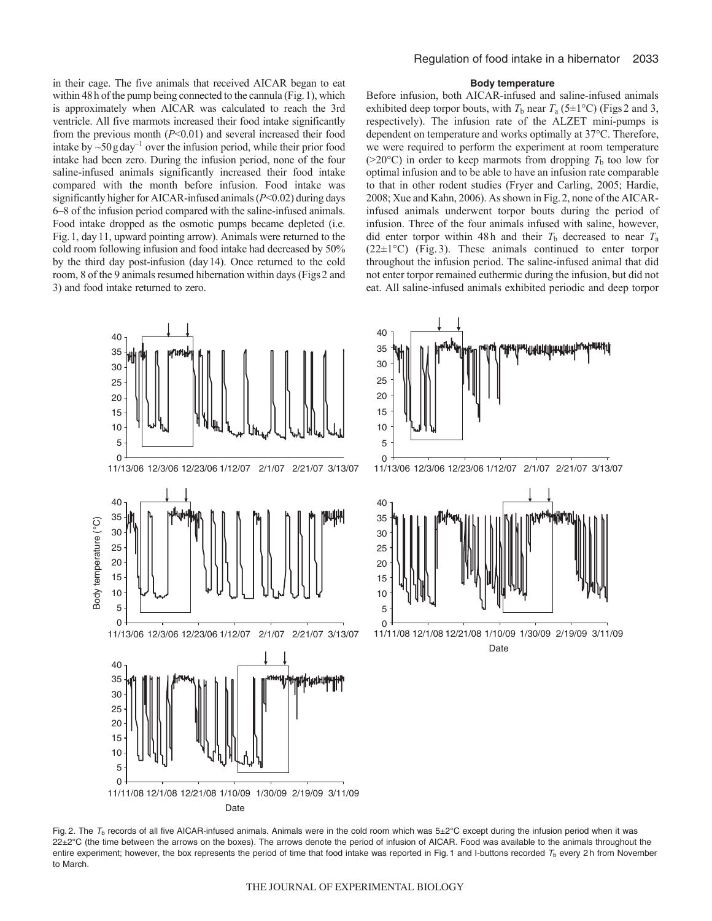in their cage. The five animals that received AICAR began to eat within 48 h of the pump being connected to the cannula (Fig. 1), which is approximately when AICAR was calculated to reach the 3rd ventricle. All five marmots increased their food intake significantly from the previous month ($P<0.01$) and several increased their food intake by ~50 g day$^{-1}$ over the infusion period, while their prior food intake had been zero. During the infusion period, none of the four saline-infused animals significantly increased their food intake compared with the month before infusion. Food intake was significantly higher for AICAR-infused animals ($P<0.02$) during days 6–8 of the infusion period compared with the saline-infused animals. Food intake dropped as the osmotic pumps became depleted (i.e. Fig. 1, day 11, upward pointing arrow). Animals were returned to the cold room following infusion and food intake had decreased by 50% by the third day post-infusion (day 14). Once returned to the cold room, 8 of the 9 animals resumed hibernation within days (Figs 2 and 3) and food intake returned to zero.

**Body temperature**

Before infusion, both AICAR-infused and saline-infused animals exhibited deep torpor bouts, with $T_b$ near $T_a$ (5±1°C) (Figs 2 and 3, respectively). The infusion rate of the ALZET mini-pumps is dependent on temperature and works optimally at 37°C. Therefore, we were required to perform the experiment at room temperature (>20°C) in order to keep marmots from dropping $T_b$ too low for optimal infusion and to be able to have an infusion rate comparable to that in other rodent studies (Fryer and Carling, 2005; Hardie, 2008; Xue and Kahn, 2006). As shown in Fig. 2, none of the AICAR-infused animals underwent torpor bouts during the period of infusion. Three of the four animals infused with saline, however, did enter torpor within 48 h and their $T_b$ decreased to near $T_a$ (22±1°C) (Fig. 3). These animals continued to enter torpor throughout the infusion period. The saline-infused animal that did not enter torpor remained euthermic during the infusion, but did not eat. All saline-infused animals exhibited periodic and deep torpor

Body temperature (°C)

40
35
30
25
20
15
10
5
0

11/13/06 12/3/06 12/23/06 1/12/07 2/1/07 2/21/07 3/13/07

11/11/08 12/1/08 12/21/08 1/10/09 1/30/09 2/19/09 3/11/09

Date

Fig. 2. The $T_b$ records of all five AICAR-infused animals. Animals were in the cold room which was 5±2°C except during the infusion period when it was 22±2°C (the time between the arrows on the boxes). The arrows denote the period of infusion of AICAR. Food was available to the animals throughout the entire experiment; however, the box represents the period of time that food intake was reported in Fig. 1 and I-buttons recorded $T_b$ every 2 h from November to March.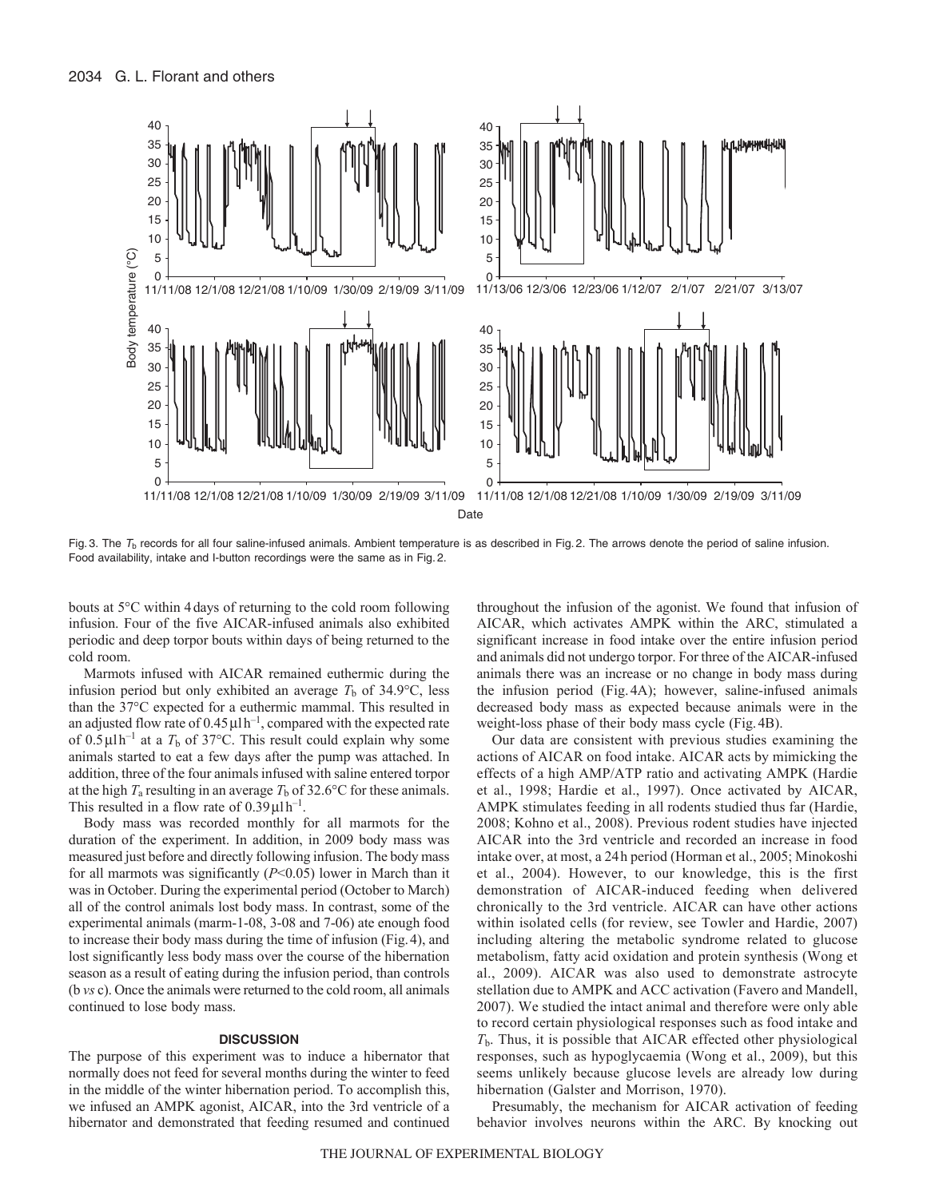Body temperature (°C)

40
35
30
25
20
15
10
5
0

11/11/08 12/1/08 12/21/08 1/10/09 1/30/09 2/19/09 3/11/09

11/13/06 12/3/06 12/23/06 1/12/07 2/1/07 2/21/07 3/13/07

11/11/08 12/1/08 12/21/08 1/10/09 1/30/09 2/19/09 3/11/09

11/11/08 12/1/08 12/21/08 1/10/09 1/30/09 2/19/09 3/11/09

Date

Fig. 3. The $T_b$ records for all four saline-infused animals. Ambient temperature is as described in Fig. 2. The arrows denote the period of saline infusion. Food availability, intake and I-button recordings were the same as in Fig. 2.

bouts at 5°C within 4 days of returning to the cold room following infusion. Four of the five AICAR-infused animals also exhibited periodic and deep torpor bouts within days of being returned to the cold room.

Marmots infused with AICAR remained euthermic during the infusion period but only exhibited an average $T_b$ of 34.9°C, less than the 37°C expected for a euthermic mammal. This resulted in an adjusted flow rate of $0.45\,\mu l\,h^{-1}$, compared with the expected rate of $0.5\,\mu l\,h^{-1}$ at a $T_b$ of 37°C. This result could explain why some animals started to eat a few days after the pump was attached. In addition, three of the four animals infused with saline entered torpor at the high $T_a$ resulting in an average $T_b$ of 32.6°C for these animals. This resulted in a flow rate of $0.39\,\mu l\,h^{-1}$.

Body mass was recorded monthly for all marmots for the duration of the experiment. In addition, in 2009 body mass was measured just before and directly following infusion. The body mass for all marmots was significantly ($P<0.05$) lower in March than it was in October. During the experimental period (October to March) all of the control animals lost body mass. In contrast, some of the experimental animals (marm-1-08, 3-08 and 7-06) ate enough food to increase their body mass during the time of infusion (Fig. 4), and lost significantly less body mass over the course of the hibernation season as a result of eating during the infusion period, than controls (b *vs* c). Once the animals were returned to the cold room, all animals continued to lose body mass.

## DISCUSSION

The purpose of this experiment was to induce a hibernator that normally does not feed for several months during the winter to feed in the middle of the winter hibernation period. To accomplish this, we infused an AMPK agonist, AICAR, into the 3rd ventricle of a hibernator and demonstrated that feeding resumed and continued throughout the infusion of the agonist. We found that infusion of AICAR, which activates AMPK within the ARC, stimulated a significant increase in food intake over the entire infusion period and animals did not undergo torpor. For three of the AICAR-infused animals there was an increase or no change in body mass during the infusion period (Fig. 4A); however, saline-infused animals decreased body mass as expected because animals were in the weight-loss phase of their body mass cycle (Fig. 4B).

Our data are consistent with previous studies examining the actions of AICAR on food intake. AICAR acts by mimicking the effects of a high AMP/ATP ratio and activating AMPK (Hardie et al., 1998; Hardie et al., 1997). Once activated by AICAR, AMPK stimulates feeding in all rodents studied thus far (Hardie, 2008; Kohno et al., 2008). Previous rodent studies have injected AICAR into the 3rd ventricle and recorded an increase in food intake over, at most, a 24 h period (Horman et al., 2005; Minokoshi et al., 2004). However, to our knowledge, this is the first demonstration of AICAR-induced feeding when delivered chronically to the 3rd ventricle. AICAR can have other actions within isolated cells (for review, see Towler and Hardie, 2007) including altering the metabolic syndrome related to glucose metabolism, fatty acid oxidation and protein synthesis (Wong et al., 2009). AICAR was also used to demonstrate astrocyte stellation due to AMPK and ACC activation (Favero and Mandell, 2007). We studied the intact animal and therefore were only able to record certain physiological responses such as food intake and $T_b$. Thus, it is possible that AICAR effected other physiological responses, such as hypoglycaemia (Wong et al., 2009), but this seems unlikely because glucose levels are already low during hibernation (Galster and Morrison, 1970).

Presumably, the mechanism for AICAR activation of feeding behavior involves neurons within the ARC. By knocking out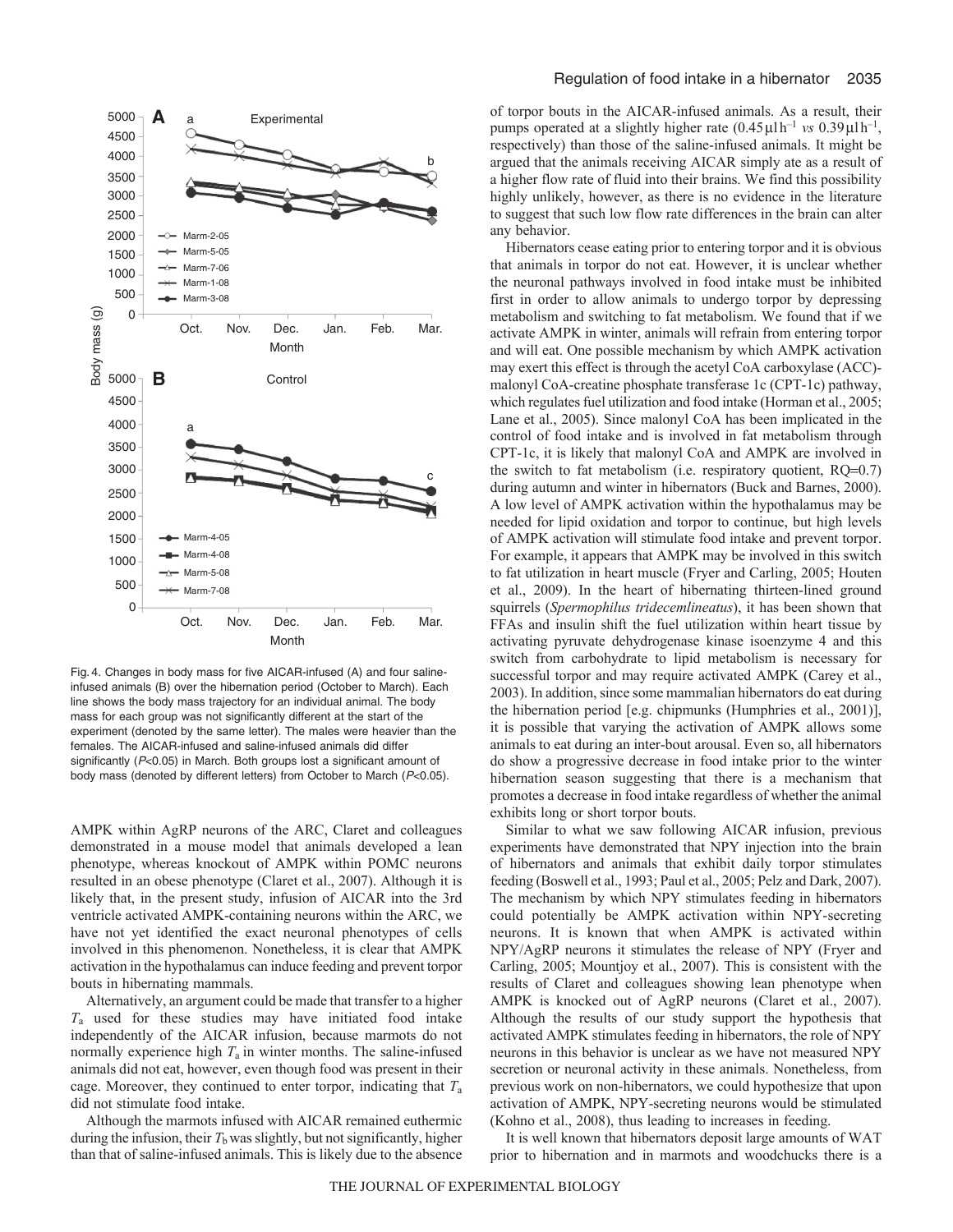A

Experimental

5000
4500
4000
3500
3000
2500
2000
1500
1000
500
0

a

b

Marm-2-05
Marm-5-05
Marm-7-06
Marm-1-08
Marm-3-08

Oct. Nov. Dec. Jan. Feb. Mar.

Month

Body mass (g)

B

Control

5000
4500
4000
3500
3000
2500
2000
1500
1000
500
0

a

c

Marm-4-05
Marm-4-08
Marm-5-08
Marm-7-08

Oct. Nov. Dec. Jan. Feb. Mar.

Month

Fig. 4. Changes in body mass for five AICAR-infused (A) and four saline-infused animals (B) over the hibernation period (October to March). Each line shows the body mass trajectory for an individual animal. The body mass for each group was not significantly different at the start of the experiment (denoted by the same letter). The males were heavier than the females. The AICAR-infused and saline-infused animals did differ significantly ($P<0.05$) in March. Both groups lost a significant amount of body mass (denoted by different letters) from October to March ($P<0.05$).

AMPK within AgRP neurons of the ARC, Claret and colleagues demonstrated in a mouse model that animals developed a lean phenotype, whereas knockout of AMPK within POMC neurons resulted in an obese phenotype (Claret et al., 2007). Although it is likely that, in the present study, infusion of AICAR into the 3rd ventricle activated AMPK-containing neurons within the ARC, we have not yet identified the exact neuronal phenotypes of cells involved in this phenomenon. Nonetheless, it is clear that AMPK activation in the hypothalamus can induce feeding and prevent torpor bouts in hibernating mammals.

Alternatively, an argument could be made that transfer to a higher $T_a$ used for these studies may have initiated food intake independently of the AICAR infusion, because marmots do not normally experience high $T_a$ in winter months. The saline-infused animals did not eat, however, even though food was present in their cage. Moreover, they continued to enter torpor, indicating that $T_a$ did not stimulate food intake.

Although the marmots infused with AICAR remained euthermic during the infusion, their $T_b$ was slightly, but not significantly, higher than that of saline-infused animals. This is likely due to the absence of torpor bouts in the AICAR-infused animals. As a result, their pumps operated at a slightly higher rate ($0.45\,\mu l\,h^{-1}$ *vs* $0.39\,\mu l\,h^{-1}$, respectively) than those of the saline-infused animals. It might be argued that the animals receiving AICAR simply ate as a result of a higher flow rate of fluid into their brains. We find this possibility highly unlikely, however, as there is no evidence in the literature to suggest that such low flow rate differences in the brain can alter any behavior.

Hibernators cease eating prior to entering torpor and it is obvious that animals in torpor do not eat. However, it is unclear whether the neuronal pathways involved in food intake must be inhibited first in order to allow animals to undergo torpor by depressing metabolism and switching to fat metabolism. We found that if we activate AMPK in winter, animals will refrain from entering torpor and will eat. One possible mechanism by which AMPK activation may exert this effect is through the acetyl CoA carboxylase (ACC)-malonyl CoA-creatine phosphate transferase 1c (CPT-1c) pathway, which regulates fuel utilization and food intake (Horman et al., 2005; Lane et al., 2005). Since malonyl CoA has been implicated in the control of food intake and is involved in fat metabolism through CPT-1c, it is likely that malonyl CoA and AMPK are involved in the switch to fat metabolism (i.e. respiratory quotient, RQ=0.7) during autumn and winter in hibernators (Buck and Barnes, 2000). A low level of AMPK activation within the hypothalamus may be needed for lipid oxidation and torpor to continue, but high levels of AMPK activation will stimulate food intake and prevent torpor. For example, it appears that AMPK may be involved in this switch to fat utilization in heart muscle (Fryer and Carling, 2005; Houten et al., 2009). In the heart of hibernating thirteen-lined ground squirrels (*Spermophilus tridecemlineatus*), it has been shown that FFAs and insulin shift the fuel utilization within heart tissue by activating pyruvate dehydrogenase kinase isoenzyme 4 and this switch from carbohydrate to lipid metabolism is necessary for successful torpor and may require activated AMPK (Carey et al., 2003). In addition, since some mammalian hibernators do eat during the hibernation period [e.g. chipmunks (Humphries et al., 2001)], it is possible that varying the activation of AMPK allows some animals to eat during an inter-bout arousal. Even so, all hibernators do show a progressive decrease in food intake prior to the winter hibernation season suggesting that there is a mechanism that promotes a decrease in food intake regardless of whether the animal exhibits long or short torpor bouts.

Similar to what we saw following AICAR infusion, previous experiments have demonstrated that NPY injection into the brain of hibernators and animals that exhibit daily torpor stimulates feeding (Boswell et al., 1993; Paul et al., 2005; Pelz and Dark, 2007). The mechanism by which NPY stimulates feeding in hibernators could potentially be AMPK activation within NPY-secreting neurons. It is known that when AMPK is activated within NPY/AgRP neurons it stimulates the release of NPY (Fryer and Carling, 2005; Mountjoy et al., 2007). This is consistent with the results of Claret and colleagues showing lean phenotype when AMPK is knocked out of AgRP neurons (Claret et al., 2007). Although the results of our study support the hypothesis that activated AMPK stimulates feeding in hibernators, the role of NPY neurons in this behavior is unclear as we have not measured NPY secretion or neuronal activity in these animals. Nonetheless, from previous work on non-hibernators, we could hypothesize that upon activation of AMPK, NPY-secreting neurons would be stimulated (Kohno et al., 2008), thus leading to increases in feeding.

It is well known that hibernators deposit large amounts of WAT prior to hibernation and in marmots and woodchucks there is a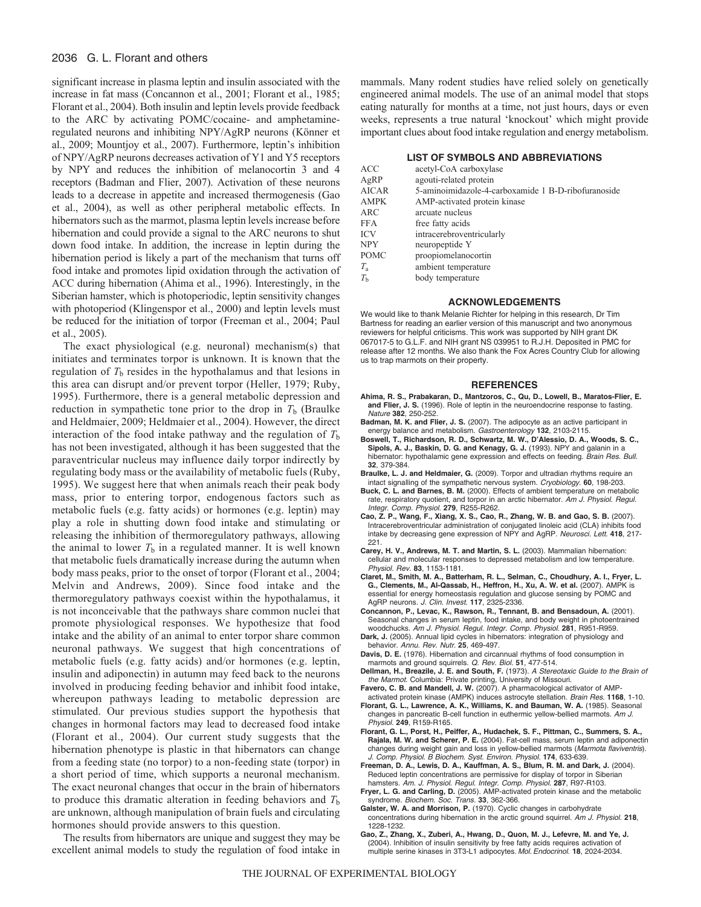significant increase in plasma leptin and insulin associated with the increase in fat mass (Concannon et al., 2001; Florant et al., 1985; Florant et al., 2004). Both insulin and leptin levels provide feedback to the ARC by activating POMC/cocaine- and amphetamine-regulated neurons and inhibiting NPY/AgRP neurons (Könner et al., 2009; Mountjoy et al., 2007). Furthermore, leptin's inhibition of NPY/AgRP neurons decreases activation of Y1 and Y5 receptors by NPY and reduces the inhibition of melanocortin 3 and 4 receptors (Badman and Flier, 2007). Activation of these neurons leads to a decrease in appetite and increased thermogenesis (Gao et al., 2004), as well as other peripheral metabolic effects. In hibernators such as the marmot, plasma leptin levels increase before hibernation and could provide a signal to the ARC neurons to shut down food intake. In addition, the increase in leptin during the hibernation period is likely a part of the mechanism that turns off food intake and promotes lipid oxidation through the activation of ACC during hibernation (Ahima et al., 1996). Interestingly, in the Siberian hamster, which is photoperiodic, leptin sensitivity changes with photoperiod (Klingenspor et al., 2000) and leptin levels must be reduced for the initiation of torpor (Freeman et al., 2004; Paul et al., 2005).

The exact physiological (e.g. neuronal) mechanism(s) that initiates and terminates torpor is unknown. It is known that the regulation of $T_b$ resides in the hypothalamus and that lesions in this area can disrupt and/or prevent torpor (Heller, 1979; Ruby, 1995). Furthermore, there is a general metabolic depression and reduction in sympathetic tone prior to the drop in $T_b$ (Braulke and Heldmaier, 2009; Heldmaier et al., 2004). However, the direct interaction of the food intake pathway and the regulation of $T_b$ has not been investigated, although it has been suggested that the paraventricular nucleus may influence daily torpor indirectly by regulating body mass or the availability of metabolic fuels (Ruby, 1995). We suggest here that when animals reach their peak body mass, prior to entering torpor, endogenous factors such as metabolic fuels (e.g. fatty acids) or hormones (e.g. leptin) may play a role in shutting down food intake and stimulating or releasing the inhibition of thermoregulatory pathways, allowing the animal to lower $T_b$ in a regulated manner. It is well known that metabolic fuels dramatically increase during the autumn when body mass peaks, prior to the onset of torpor (Florant et al., 2004; Melvin and Andrews, 2009). Since food intake and the thermoregulatory pathways coexist within the hypothalamus, it is not inconceivable that the pathways share common nuclei that promote physiological responses. We hypothesize that food intake and the ability of an animal to enter torpor share common neuronal pathways. We suggest that high concentrations of metabolic fuels (e.g. fatty acids) and/or hormones (e.g. leptin, insulin and adiponectin) in autumn may feed back to the neurons involved in producing feeding behavior and inhibit food intake, whereupon pathways leading to metabolic depression are stimulated. Our previous studies support the hypothesis that changes in hormonal factors may lead to decreased food intake (Florant et al., 2004). Our current study suggests that the hibernation phenotype is plastic in that hibernators can change from a feeding state (no torpor) to a non-feeding state (torpor) in a short period of time, which supports a neuronal mechanism. The exact neuronal changes that occur in the brain of hibernators to produce this dramatic alteration in feeding behaviors and $T_b$ are unknown, although manipulation of brain fuels and circulating hormones should provide answers to this question.

The results from hibernators are unique and suggest they may be excellent animal models to study the regulation of food intake in mammals. Many rodent studies have relied solely on genetically engineered animal models. The use of an animal model that stops eating naturally for months at a time, not just hours, days or even weeks, represents a true natural 'knockout' which might provide important clues about food intake regulation and energy metabolism.

## LIST OF SYMBOLS AND ABBREVIATIONS

| | |
|---|---|
| ACC | acetyl-CoA carboxylase |
| AgRP | agouti-related protein |
| AICAR | 5-aminoimidazole-4-carboxamide 1 B-D-ribofuranoside |
| AMPK | AMP-activated protein kinase |
| ARC | arcuate nucleus |
| FFA | free fatty acids |
| ICV | intracerebroventricularly |
| NPY | neuropeptide Y |
| POMC | proopiomelanocortin |
| $T_a$ | ambient temperature |
| $T_b$ | body temperature |

## ACKNOWLEDGEMENTS

We would like to thank Melanie Richter for helping in this research, Dr Tim Bartness for reading an earlier version of this manuscript and two anonymous reviewers for helpful criticisms. This work was supported by NIH grant DK 067017-5 to G.L.F. and NIH grant NS 039951 to R.J.H. Deposited in PMC for release after 12 months. We also thank the Fox Acres Country Club for allowing us to trap marmots on their property.

## REFERENCES

**Ahima, R. S., Prabakaran, D., Mantzoros, C., Qu, D., Lowell, B., Maratos-Flier, E. and Flier, J. S.** (1996). Role of leptin in the neuroendocrine response to fasting. *Nature* **382**, 250-252.

**Badman, M. K. and Flier, J. S.** (2007). The adipocyte as an active participant in energy balance and metabolism. *Gastroenterology* **132**, 2103-2115.

**Boswell, T., Richardson, R. D., Schwartz, M. W., D'Alessio, D. A., Woods, S. C., Sipols, A. J., Baskin, D. G. and Kenagy, G. J.** (1993). NPY and galanin in a hibernator: hypothalamic gene expression and effects on feeding. *Brain Res. Bull.* **32**, 379-384.

**Braulke, L. J. and Heldmaier, G.** (2009). Torpor and ultradian rhythms require an intact signalling of the sympathetic nervous system. *Cryobiology*. **60**, 198-203.

**Buck, C. L. and Barnes, B. M.** (2000). Effects of ambient temperature on metabolic rate, respiratory quotient, and torpor in an arctic hibernator. *Am J. Physiol. Regul. Integr. Comp. Physiol.* **279**, R255-R262.

**Cao, Z. P., Wang, F., Xiang, X. S., Cao, R., Zhang, W. B. and Gao, S. B.** (2007). Intracerebroventricular administration of conjugated linoleic acid (CLA) inhibits food intake by decreasing gene expression of NPY and AgRP. *Neurosci. Lett.* **418**, 217-221.

**Carey, H. V., Andrews, M. T. and Martin, S. L.** (2003). Mammalian hibernation: cellular and molecular responses to depressed metabolism and low temperature. *Physiol. Rev.* **83**, 1153-1181.

**Claret, M., Smith, M. A., Batterham, R. L., Selman, C., Choudhury, A. I., Fryer, L. G., Clements, M., Al-Qassab, H., Heffron, H., Xu, A. W. et al.** (2007). AMPK is essential for energy homeostasis regulation and glucose sensing by POMC and AgRP neurons. *J. Clin. Invest.* **117**, 2325-2336.

**Concannon, P., Levac, K., Rawson, R., Tennant, B. and Bensadoun, A.** (2001). Seasonal changes in serum leptin, food intake, and body weight in photoentrained woodchucks. *Am J. Physiol. Regul. Integr. Comp. Physiol.* **281**, R951-R959.

**Dark, J.** (2005). Annual lipid cycles in hibernators: integration of physiology and behavior. *Annu. Rev. Nutr.* **25**, 469-497.

**Davis, D. E.** (1976). Hibernation and circannual rhythms of food consumption in marmots and ground squirrels. *Q. Rev. Biol.* **51**, 477-514.

**Dellman, H., Breazile, J. E. and South, F.** (1973). *A Stereotaxic Guide to the Brain of the Marmot.* Columbia: Private printing, University of Missouri.

**Favero, C. B. and Mandell, J. W.** (2007). A pharmacological activator of AMP-activated protein kinase (AMPK) induces astrocyte stellation. *Brain Res.* **1168**, 1-10.

**Florant, G. L., Lawrence, A. K., Williams, K. and Bauman, W. A.** (1985). Seasonal changes in pancreatic B-cell function in euthermic yellow-bellied marmots. *Am J. Physiol.* **249**, R159-R165.

**Florant, G. L., Porst, H., Peiffer, A., Hudachek, S. F., Pittman, C., Summers, S. A., Rajala, M. W. and Scherer, P. E.** (2004). Fat-cell mass, serum leptin and adiponectin changes during weight gain and loss in yellow-bellied marmots (*Marmota flaviventris*). *J. Comp. Physiol. B Biochem. Syst. Environ. Physiol.* **174**, 633-639.

**Freeman, D. A., Lewis, D. A., Kauffman, A. S., Blum, R. M. and Dark, J.** (2004). Reduced leptin concentrations are permissive for display of torpor in Siberian hamsters. *Am. J. Physiol. Regul. Integr. Comp. Physiol.* **287**, R97-R103.

**Fryer, L. G. and Carling, D.** (2005). AMP-activated protein kinase and the metabolic syndrome. *Biochem. Soc. Trans.* **33**, 362-366.

**Galster, W. A. and Morrison, P.** (1970). Cyclic changes in carbohydrate concentrations during hibernation in the arctic ground squirrel. *Am J. Physiol.* **218**, 1228-1232.

**Gao, Z., Zhang, X., Zuberi, A., Hwang, D., Quon, M. J., Lefevre, M. and Ye, J.** (2004). Inhibition of insulin sensitivity by free fatty acids requires activation of multiple serine kinases in 3T3-L1 adipocytes. *Mol. Endocrinol.* **18**, 2024-2034.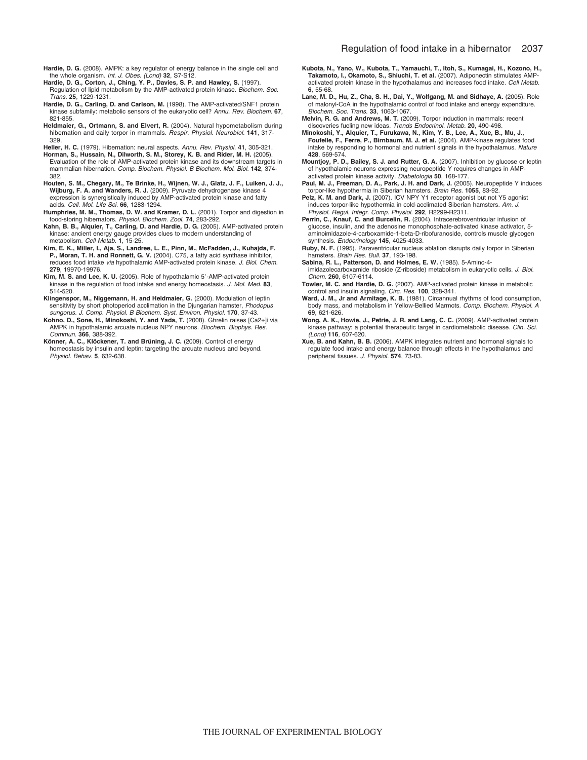**Hardie, D. G.** (2008). AMPK: a key regulator of energy balance in the single cell and the whole organism. *Int. J. Obes. (Lond)* **32**, S7-S12.

**Hardie, D. G., Corton, J., Ching, Y. P., Davies, S. P. and Hawley, S.** (1997). Regulation of lipid metabolism by the AMP-activated protein kinase. *Biochem. Soc. Trans.* **25**, 1229-1231.

**Hardie, D. G., Carling, D. and Carlson, M.** (1998). The AMP-activated/SNF1 protein kinase subfamily: metabolic sensors of the eukaryotic cell? *Annu. Rev. Biochem.* **67**, 821-855.

**Heldmaier, G., Ortmann, S. and Elvert, R.** (2004). Natural hypometabolism during hibernation and daily torpor in mammals. *Respir. Physiol. Neurobiol.* **141**, 317-329.

**Heller, H. C.** (1979). Hibernation: neural aspects. *Annu. Rev. Physiol.* **41**, 305-321.

**Horman, S., Hussain, N., Dilworth, S. M., Storey, K. B. and Rider, M. H.** (2005). Evaluation of the role of AMP-activated protein kinase and its downstream targets in mammalian hibernation. *Comp. Biochem. Physiol. B Biochem. Mol. Biol.* **142**, 374-382.

**Houten, S. M., Chegary, M., Te Brinke, H., Wijnen, W. J., Glatz, J. F., Luiken, J. J., Wijburg, F. A. and Wanders, R. J.** (2009). Pyruvate dehydrogenase kinase 4 expression is synergistically induced by AMP-activated protein kinase and fatty acids. *Cell. Mol. Life Sci.* **66,** 1283-1294.

**Humphries, M. M., Thomas, D. W. and Kramer, D. L.** (2001). Torpor and digestion in food-storing hibernators. *Physiol. Biochem. Zool.* **74**, 283-292.

**Kahn, B. B., Alquier, T., Carling, D. and Hardie, D. G.** (2005). AMP-activated protein kinase: ancient energy gauge provides clues to modern understanding of metabolism. *Cell Metab.* **1**, 15-25.

**Kim, E. K., Miller, I., Aja, S., Landree, L. E., Pinn, M., McFadden, J., Kuhajda, F. P., Moran, T. H. and Ronnett, G. V.** (2004). C75, a fatty acid synthase inhibitor, reduces food intake *via* hypothalamic AMP-activated protein kinase. *J. Biol. Chem.* **279**, 19970-19976.

**Kim, M. S. and Lee, K. U.** (2005). Role of hypothalamic 5′-AMP-activated protein kinase in the regulation of food intake and energy homeostasis. *J. Mol. Med.* **83**, 514-520.

**Klingenspor, M., Niggemann, H. and Heldmaier, G.** (2000). Modulation of leptin sensitivity by short photoperiod acclimation in the Djungarian hamster, *Phodopus sungorus*. *J. Comp. Physiol. B Biochem. Syst. Environ. Physiol.* **170**, 37-43.

**Kohno, D., Sone, H., Minokoshi, Y. and Yada, T.** (2008). Ghrelin raises [Ca2+]i via AMPK in hypothalamic arcuate nucleus NPY neurons. *Biochem. Biophys. Res. Commun.* **366**, 388-392.

**Könner, A. C., Klöckener, T. and Brüning, J. C.** (2009). Control of energy homeostasis by insulin and leptin: targeting the arcuate nucleus and beyond. *Physiol. Behav.* **5**, 632-638.

**Kubota, N., Yano, W., Kubota, T., Yamauchi, T., Itoh, S., Kumagai, H., Kozono, H., Takamoto, I., Okamoto, S., Shiuchi, T. et al.** (2007). Adiponectin stimulates AMP-activated protein kinase in the hypothalamus and increases food intake. *Cell Metab.* **6**, 55-68.

**Lane, M. D., Hu, Z., Cha, S. H., Dai, Y., Wolfgang, M. and Sidhaye, A.** (2005). Role of malonyl-CoA in the hypothalamic control of food intake and energy expenditure. *Biochem. Soc. Trans.* **33**, 1063-1067.

**Melvin, R. G. and Andrews, M. T.** (2009). Torpor induction in mammals: recent discoveries fueling new ideas. *Trends Endocrinol. Metab.* **20**, 490-498.

**Minokoshi, Y., Alquier, T., Furukawa, N., Kim, Y. B., Lee, A., Xue, B., Mu, J., Foufelle, F., Ferre, P., Birnbaum, M. J. et al.** (2004). AMP-kinase regulates food intake by responding to hormonal and nutrient signals in the hypothalamus. *Nature* **428**, 569-574.

**Mountjoy, P. D., Bailey, S. J. and Rutter, G. A.** (2007). Inhibition by glucose or leptin of hypothalamic neurons expressing neuropeptide Y requires changes in AMP-activated protein kinase activity. *Diabetologia* **50**, 168-177.

**Paul, M. J., Freeman, D. A., Park, J. H. and Dark, J.** (2005). Neuropeptide Y induces torpor-like hypothermia in Siberian hamsters. *Brain Res.* **1055**, 83-92.

**Pelz, K. M. and Dark, J.** (2007). ICV NPY Y1 receptor agonist but not Y5 agonist induces torpor-like hypothermia in cold-acclimated Siberian hamsters. *Am. J. Physiol. Regul. Integr. Comp. Physiol.* **292**, R2299-R2311.

**Perrin, C., Knauf, C. and Burcelin, R.** (2004). Intracerebroventricular infusion of glucose, insulin, and the adenosine monophosphate-activated kinase activator, 5-aminoimidazole-4-carboxamide-1-beta-D-ribofuranoside, controls muscle glycogen synthesis. *Endocrinology* **145**, 4025-4033.

**Ruby, N. F.** (1995). Paraventricular nucleus ablation disrupts daily torpor in Siberian hamsters. *Brain Res. Bull.* **37**, 193-198.

**Sabina, R. L., Patterson, D. and Holmes, E. W.** (1985). 5-Amino-4-imidazolecarboxamide riboside (Z-riboside) metabolism in eukaryotic cells. *J. Biol. Chem.* **260**, 6107-6114.

**Towler, M. C. and Hardie, D. G.** (2007). AMP-activated protein kinase in metabolic control and insulin signaling. *Circ. Res.* **100**, 328-341.

**Ward, J. M., Jr and Armitage, K. B.** (1981). Circannual rhythms of food consumption, body mass, and metabolism in Yellow-Bellied Marmots. *Comp. Biochem. Physiol. A* **69**, 621-626.

**Wong, A. K., Howie, J., Petrie, J. R. and Lang, C. C.** (2009). AMP-activated protein kinase pathway: a potential therapeutic target in cardiometabolic disease. *Clin. Sci. (Lond)* **116**, 607-620.

**Xue, B. and Kahn, B. B.** (2006). AMPK integrates nutrient and hormonal signals to regulate food intake and energy balance through effects in the hypothalamus and peripheral tissues. *J. Physiol.* **574**, 73-83.